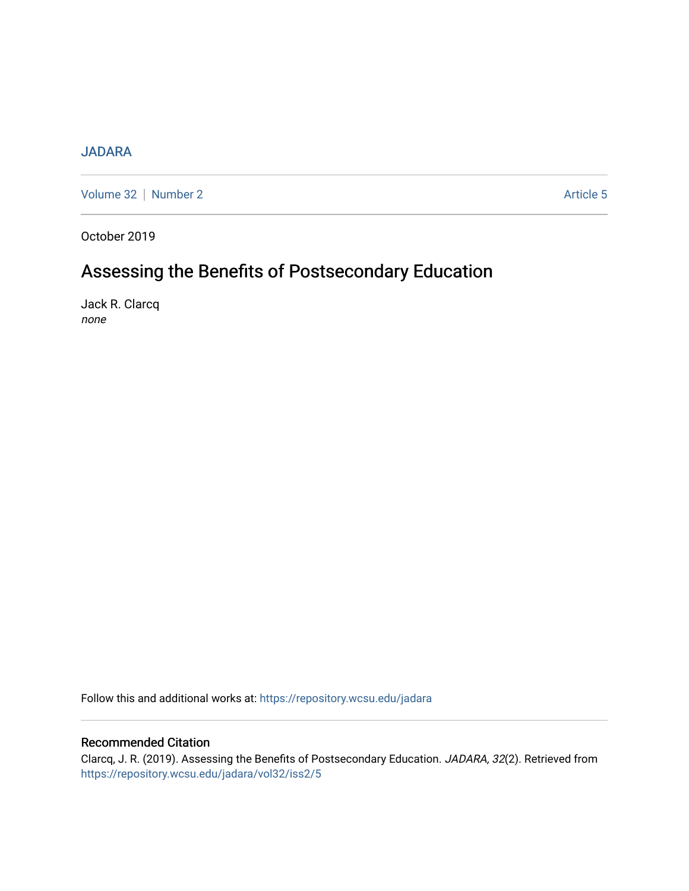JADARA

Volume 32 | Number 2 Article 5

October 2019

# Assessing the Benefits of Postsecondary Education

Jack R. Clarcq
*none*

Follow this and additional works at: https://repository.wcsu.edu/jadara

## Recommended Citation

Clarcq, J. R. (2019). Assessing the Benefits of Postsecondary Education. *JADARA, 32*(2). Retrieved from https://repository.wcsu.edu/jadara/vol32/iss2/5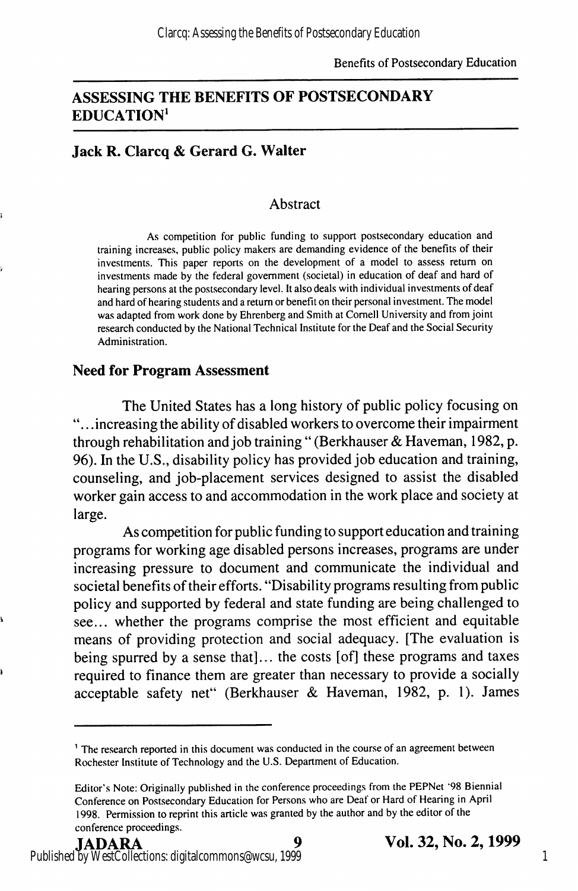## ASSESSING THE BENEFITS OF POSTSECONDARY EDUCATION[1]

**Jack R. Clarcq & Gerard G. Walter**

### Abstract

As competition for public funding to support postsecondary education and training increases, public policy makers are demanding evidence of the benefits of their investments. This paper reports on the development of a model to assess return on investments made by the federal government (societal) in education of deaf and hard of hearing persons at the postsecondary level. It also deals with individual investments of deaf and hard of hearing students and a return or benefit on their personal investment. The model was adapted from work done by Ehrenberg and Smith at Cornell University and from joint research conducted by the National Technical Institute for the Deaf and the Social Security Administration.

### Need for Program Assessment

The United States has a long history of public policy focusing on "...increasing the ability of disabled workers to overcome their impairment through rehabilitation and job training" (Berkhauser & Haveman, 1982, p. 96). In the U.S., disability policy has provided job education and training, counseling, and job-placement services designed to assist the disabled worker gain access to and accommodation in the work place and society at large.

As competition for public funding to support education and training programs for working age disabled persons increases, programs are under increasing pressure to document and communicate the individual and societal benefits of their efforts. "Disability programs resulting from public policy and supported by federal and state funding are being challenged to see... whether the programs comprise the most efficient and equitable means of providing protection and social adequacy. [The evaluation is being spurred by a sense that]... the costs [of] these programs and taxes required to finance them are greater than necessary to provide a socially acceptable safety net" (Berkhauser & Haveman, 1982, p. 1). James

---

[1] The research reported in this document was conducted in the course of an agreement between Rochester Institute of Technology and the U.S. Department of Education.

Editor's Note: Originally published in the conference proceedings from the PEPNet '98 Biennial Conference on Postsecondary Education for Persons who are Deaf or Hard of Hearing in April 1998. Permission to reprint this article was granted by the author and by the editor of the conference proceedings.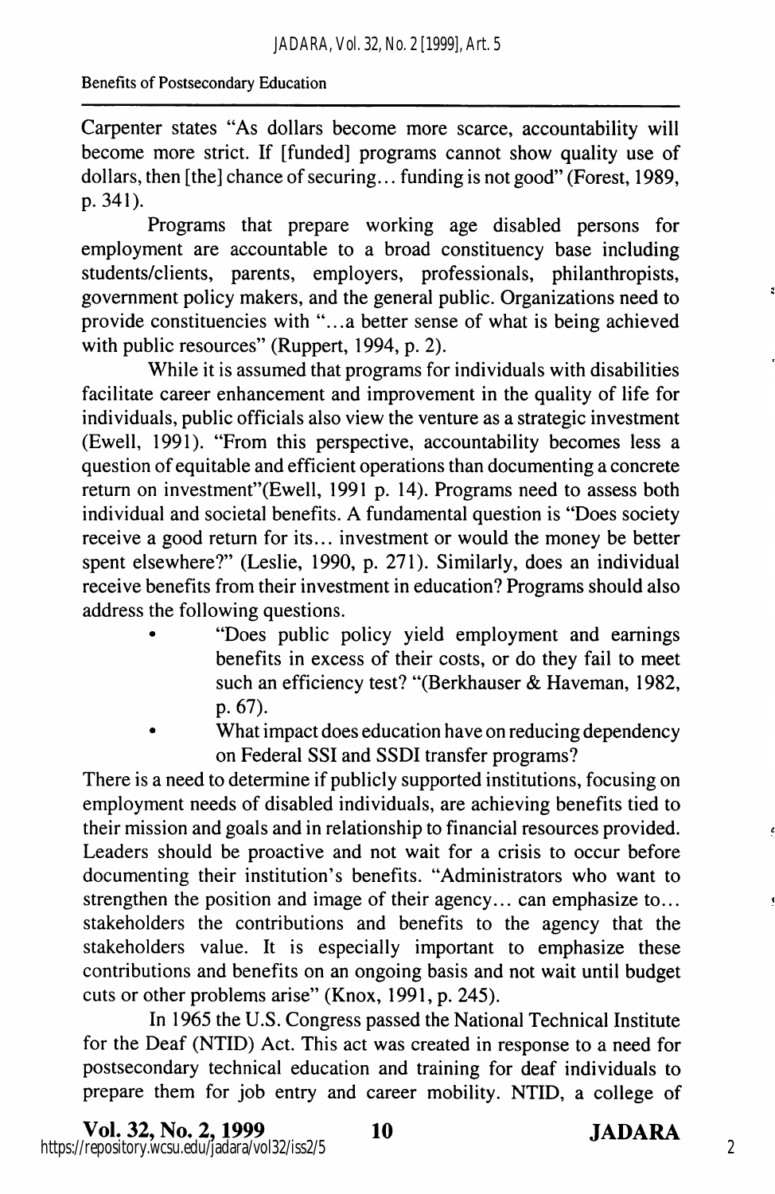Carpenter states "As dollars become more scarce, accountability will become more strict. If [funded] programs cannot show quality use of dollars, then [the] chance of securing... funding is not good" (Forest, 1989, p. 341).

Programs that prepare working age disabled persons for employment are accountable to a broad constituency base including students/clients, parents, employers, professionals, philanthropists, government policy makers, and the general public. Organizations need to provide constituencies with "...a better sense of what is being achieved with public resources" (Ruppert, 1994, p. 2).

While it is assumed that programs for individuals with disabilities facilitate career enhancement and improvement in the quality of life for individuals, public officials also view the venture as a strategic investment (Ewell, 1991). "From this perspective, accountability becomes less a question of equitable and efficient operations than documenting a concrete return on investment"(Ewell, 1991 p. 14). Programs need to assess both individual and societal benefits. A fundamental question is "Does society receive a good return for its... investment or would the money be better spent elsewhere?" (Leslie, 1990, p. 271). Similarly, does an individual receive benefits from their investment in education? Programs should also address the following questions.

- "Does public policy yield employment and earnings benefits in excess of their costs, or do they fail to meet such an efficiency test? "(Berkhauser & Haveman, 1982, p. 67).
- What impact does education have on reducing dependency on Federal SSI and SSDI transfer programs?

There is a need to determine if publicly supported institutions, focusing on employment needs of disabled individuals, are achieving benefits tied to their mission and goals and in relationship to financial resources provided. Leaders should be proactive and not wait for a crisis to occur before documenting their institution's benefits. "Administrators who want to strengthen the position and image of their agency... can emphasize to... stakeholders the contributions and benefits to the agency that the stakeholders value. It is especially important to emphasize these contributions and benefits on an ongoing basis and not wait until budget cuts or other problems arise" (Knox, 1991, p. 245).

In 1965 the U.S. Congress passed the National Technical Institute for the Deaf (NTID) Act. This act was created in response to a need for postsecondary technical education and training for deaf individuals to prepare them for job entry and career mobility. NTID, a college of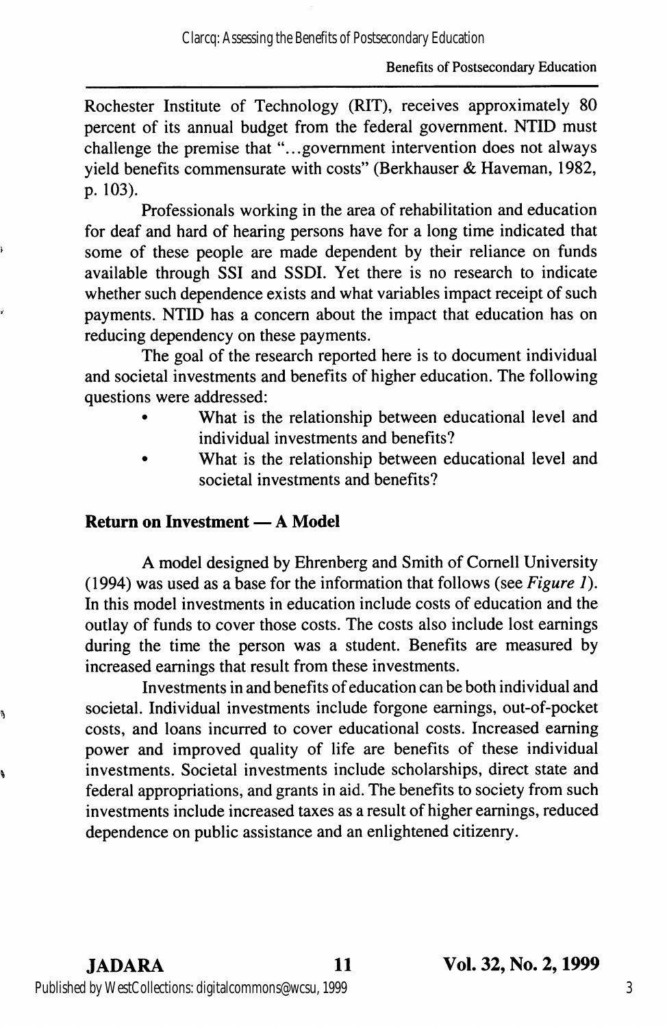Rochester Institute of Technology (RIT), receives approximately 80 percent of its annual budget from the federal government. NTID must challenge the premise that "...government intervention does not always yield benefits commensurate with costs" (Berkhauser & Haveman, 1982, p. 103).

Professionals working in the area of rehabilitation and education for deaf and hard of hearing persons have for a long time indicated that some of these people are made dependent by their reliance on funds available through SSI and SSDI. Yet there is no research to indicate whether such dependence exists and what variables impact receipt of such payments. NTID has a concern about the impact that education has on reducing dependency on these payments.

The goal of the research reported here is to document individual and societal investments and benefits of higher education. The following questions were addressed:

- What is the relationship between educational level and individual investments and benefits?
- What is the relationship between educational level and societal investments and benefits?

## Return on Investment — A Model

A model designed by Ehrenberg and Smith of Cornell University (1994) was used as a base for the information that follows (see *Figure 1*). In this model investments in education include costs of education and the outlay of funds to cover those costs. The costs also include lost earnings during the time the person was a student. Benefits are measured by increased earnings that result from these investments.

Investments in and benefits of education can be both individual and societal. Individual investments include forgone earnings, out-of-pocket costs, and loans incurred to cover educational costs. Increased earning power and improved quality of life are benefits of these individual investments. Societal investments include scholarships, direct state and federal appropriations, and grants in aid. The benefits to society from such investments include increased taxes as a result of higher earnings, reduced dependence on public assistance and an enlightened citizenry.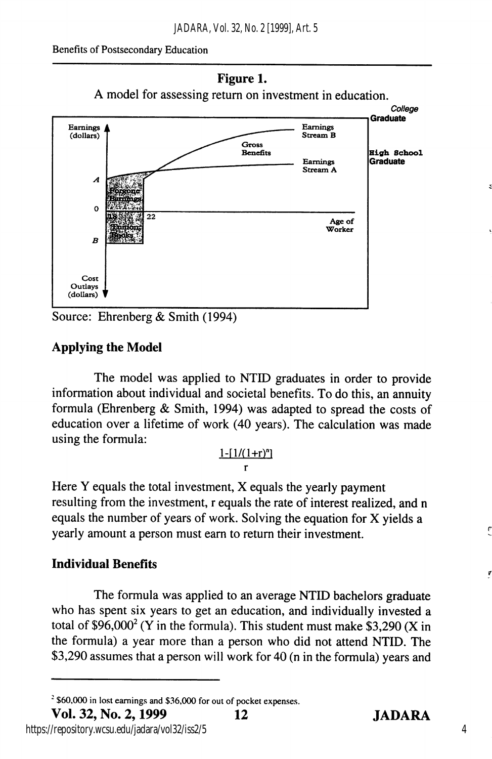Benefits of Postsecondary Education

**Figure 1.**

A model for assessing return on investment in education.

Source: Ehrenberg & Smith (1994)

## Applying the Model

The model was applied to NTID graduates in order to provide information about individual and societal benefits. To do this, an annuity formula (Ehrenberg & Smith, 1994) was adapted to spread the costs of education over a lifetime of work (40 years). The calculation was made using the formula:

$$\frac{1-[1/(1+r)^n]}{r}$$

Here Y equals the total investment, X equals the yearly payment resulting from the investment, r equals the rate of interest realized, and n equals the number of years of work. Solving the equation for X yields a yearly amount a person must earn to return their investment.

## Individual Benefits

The formula was applied to an average NTID bachelors graduate who has spent six years to get an education, and individually invested a total of $96,000[2] (Y in the formula). This student must make $3,290 (X in the formula) a year more than a person who did not attend NTID. The $3,290 assumes that a person will work for 40 (n in the formula) years and

[2] $60,000 in lost earnings and $36,000 for out of pocket expenses.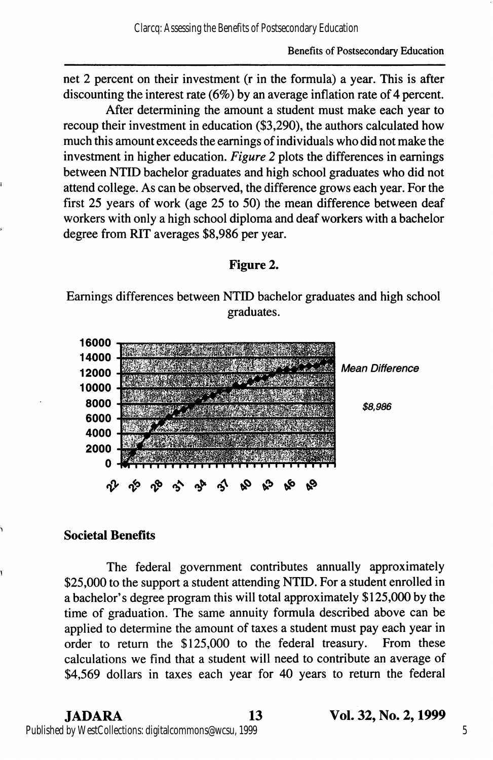net 2 percent on their investment (r in the formula) a year. This is after discounting the interest rate (6%) by an average inflation rate of 4 percent.

After determining the amount a student must make each year to recoup their investment in education ($3,290), the authors calculated how much this amount exceeds the earnings of individuals who did not make the investment in higher education. *Figure 2* plots the differences in earnings between NTID bachelor graduates and high school graduates who did not attend college. As can be observed, the difference grows each year. For the first 25 years of work (age 25 to 50) the mean difference between deaf workers with only a high school diploma and deaf workers with a bachelor degree from RIT averages $8,986 per year.

**Figure 2.**

Earnings differences between NTID bachelor graduates and high school graduates.

Mean Difference

*$8,986*

### Societal Benefits

The federal government contributes annually approximately $25,000 to the support a student attending NTID. For a student enrolled in a bachelor's degree program this will total approximately $125,000 by the time of graduation. The same annuity formula described above can be applied to determine the amount of taxes a student must pay each year in order to return the $125,000 to the federal treasury. From these calculations we find that a student will need to contribute an average of $4,569 dollars in taxes each year for 40 years to return the federal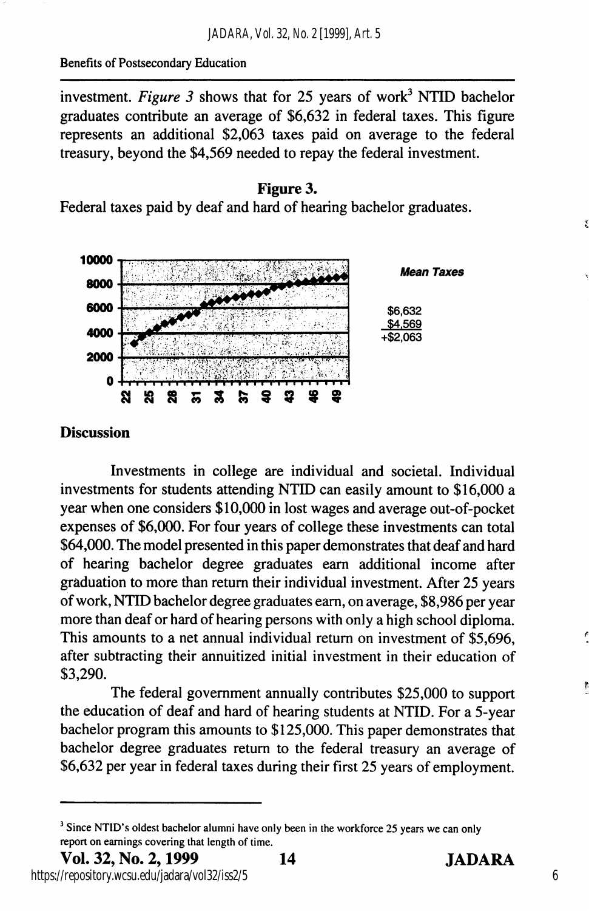investment. *Figure 3* shows that for 25 years of work[3] NTID bachelor graduates contribute an average of $6,632 in federal taxes. This figure represents an additional $2,063 taxes paid on average to the federal treasury, beyond the $4,569 needed to repay the federal investment.

**Figure 3.**

Federal taxes paid by deaf and hard of hearing bachelor graduates.

***Mean Taxes***

$6,632
$4,569
+$2,063

## Discussion

Investments in college are individual and societal. Individual investments for students attending NTID can easily amount to $16,000 a year when one considers $10,000 in lost wages and average out-of-pocket expenses of $6,000. For four years of college these investments can total $64,000. The model presented in this paper demonstrates that deaf and hard of hearing bachelor degree graduates earn additional income after graduation to more than return their individual investment. After 25 years of work, NTID bachelor degree graduates earn, on average, $8,986 per year more than deaf or hard of hearing persons with only a high school diploma. This amounts to a net annual individual return on investment of $5,696, after subtracting their annuitized initial investment in their education of $3,290.

The federal government annually contributes $25,000 to support the education of deaf and hard of hearing students at NTID. For a 5-year bachelor program this amounts to $125,000. This paper demonstrates that bachelor degree graduates return to the federal treasury an average of $6,632 per year in federal taxes during their first 25 years of employment.

---

[3] Since NTID's oldest bachelor alumni have only been in the workforce 25 years we can only report on earnings covering that length of time.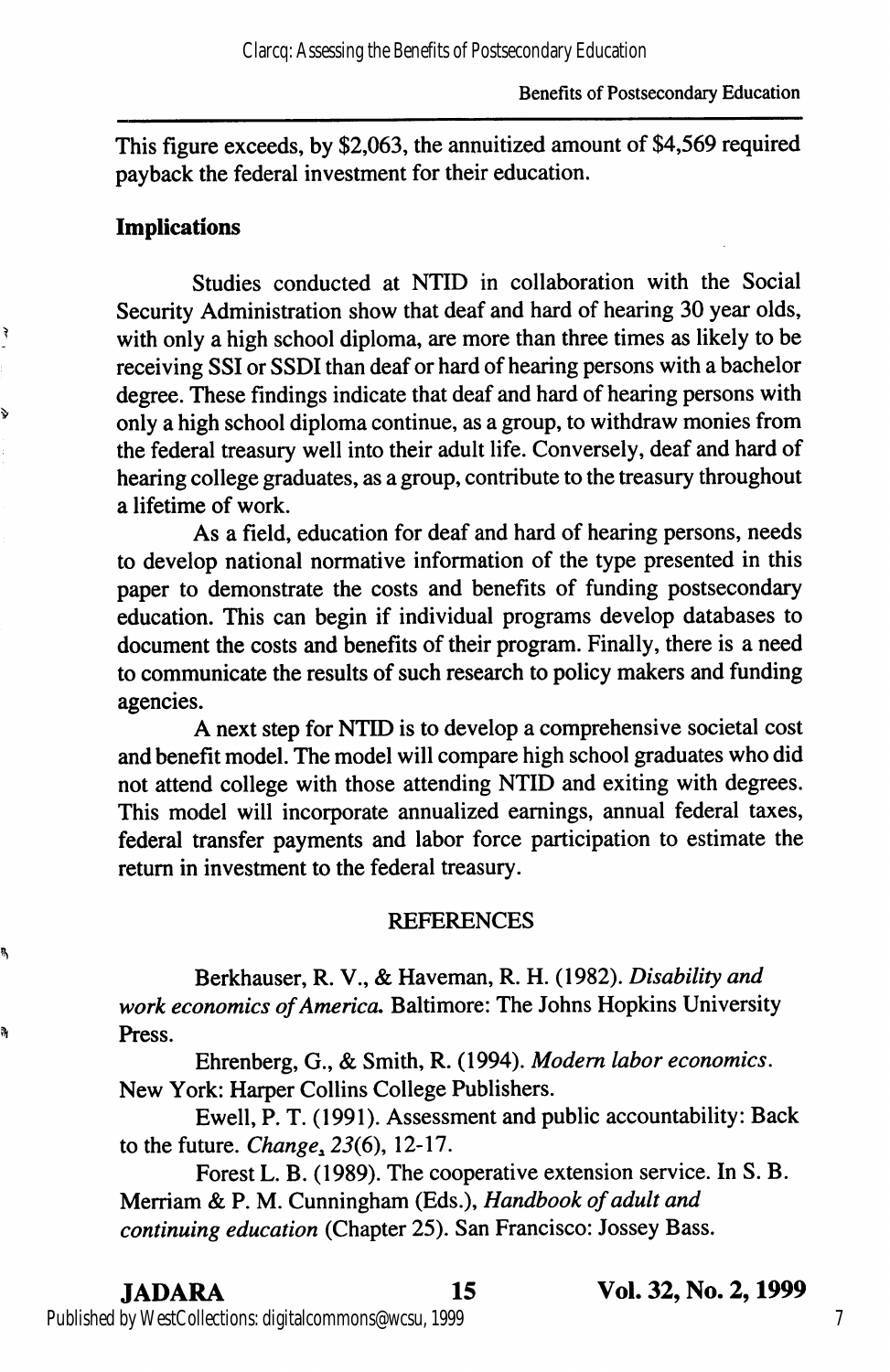This figure exceeds, by $2,063, the annuitized amount of $4,569 required payback the federal investment for their education.

## Implications

Studies conducted at NTID in collaboration with the Social Security Administration show that deaf and hard of hearing 30 year olds, with only a high school diploma, are more than three times as likely to be receiving SSI or SSDI than deaf or hard of hearing persons with a bachelor degree. These findings indicate that deaf and hard of hearing persons with only a high school diploma continue, as a group, to withdraw monies from the federal treasury well into their adult life. Conversely, deaf and hard of hearing college graduates, as a group, contribute to the treasury throughout a lifetime of work.

As a field, education for deaf and hard of hearing persons, needs to develop national normative information of the type presented in this paper to demonstrate the costs and benefits of funding postsecondary education. This can begin if individual programs develop databases to document the costs and benefits of their program. Finally, there is a need to communicate the results of such research to policy makers and funding agencies.

A next step for NTID is to develop a comprehensive societal cost and benefit model. The model will compare high school graduates who did not attend college with those attending NTID and exiting with degrees. This model will incorporate annualized earnings, annual federal taxes, federal transfer payments and labor force participation to estimate the return in investment to the federal treasury.

## REFERENCES

Berkhauser, R. V., & Haveman, R. H. (1982). *Disability and work economics of America.* Baltimore: The Johns Hopkins University Press.

Ehrenberg, G., & Smith, R. (1994). *Modern labor economics*. New York: Harper Collins College Publishers.

Ewell, P. T. (1991). Assessment and public accountability: Back to the future. *Change, 23*(6), 12-17.

Forest L. B. (1989). The cooperative extension service. In S. B. Merriam & P. M. Cunningham (Eds.), *Handbook of adult and continuing education* (Chapter 25). San Francisco: Jossey Bass.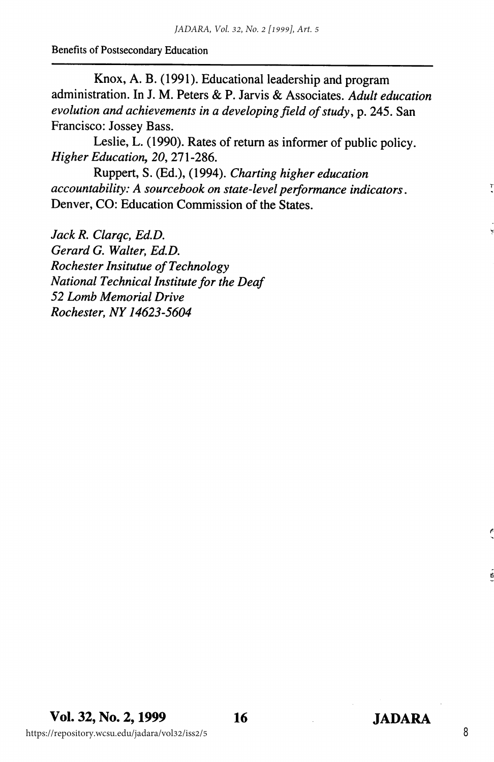Knox, A. B. (1991). Educational leadership and program administration. In J. M. Peters & P. Jarvis & Associates. *Adult education evolution and achievements in a developing field of study*, p. 245. San Francisco: Jossey Bass.

Leslie, L. (1990). Rates of return as informer of public policy. *Higher Education, 20*, 271-286.

Ruppert, S. (Ed.), (1994). *Charting higher education accountability: A sourcebook on state-level performance indicators*. Denver, CO: Education Commission of the States.

*Jack R. Clarqc, Ed.D.*
*Gerard G. Walter, Ed.D.*
*Rochester Insitutue of Technology*
*National Technical Institute for the Deaf*
*52 Lomb Memorial Drive*
*Rochester, NY 14623-5604*